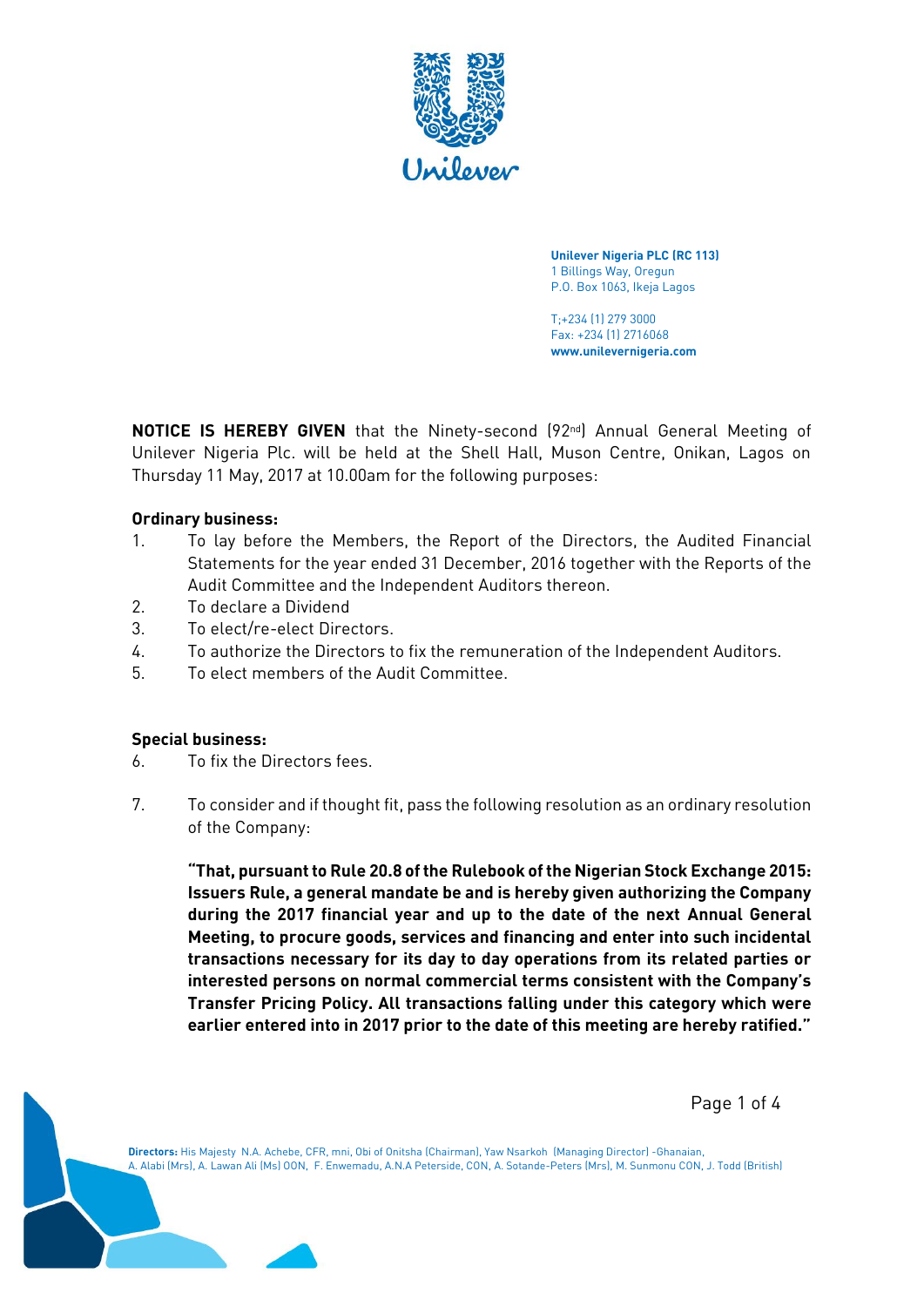**Unilever Nigeria PLC (RC 113)**
1 Billings Way, Oregun
P.O. Box 1063, Ikeja Lagos

T;+234 (1) 279 3000
Fax: +234 (1) 2716068
**www.unilevernigeria.com**

**NOTICE IS HEREBY GIVEN** that the Ninety-second (92nd) Annual General Meeting of Unilever Nigeria Plc. will be held at the Shell Hall, Muson Centre, Onikan, Lagos on Thursday 11 May, 2017 at 10.00am for the following purposes:

**Ordinary business:**

1. To lay before the Members, the Report of the Directors, the Audited Financial Statements for the year ended 31 December, 2016 together with the Reports of the Audit Committee and the Independent Auditors thereon.
2. To declare a Dividend
3. To elect/re-elect Directors.
4. To authorize the Directors to fix the remuneration of the Independent Auditors.
5. To elect members of the Audit Committee.

**Special business:**

6. To fix the Directors fees.
7. To consider and if thought fit, pass the following resolution as an ordinary resolution of the Company:

   **"That, pursuant to Rule 20.8 of the Rulebook of the Nigerian Stock Exchange 2015: Issuers Rule, a general mandate be and is hereby given authorizing the Company during the 2017 financial year and up to the date of the next Annual General Meeting, to procure goods, services and financing and enter into such incidental transactions necessary for its day to day operations from its related parties or interested persons on normal commercial terms consistent with the Company's Transfer Pricing Policy. All transactions falling under this category which were earlier entered into in 2017 prior to the date of this meeting are hereby ratified."**

**Directors:** His Majesty N.A. Achebe, CFR, mni, Obi of Onitsha (Chairman), Yaw Nsarkoh (Managing Director) -Ghanaian, A. Alabi (Mrs), A. Lawan Ali (Ms) OON, F. Enwemadu, A.N.A Peterside, CON, A. Sotande-Peters (Mrs), M. Sunmonu CON, J. Todd (British)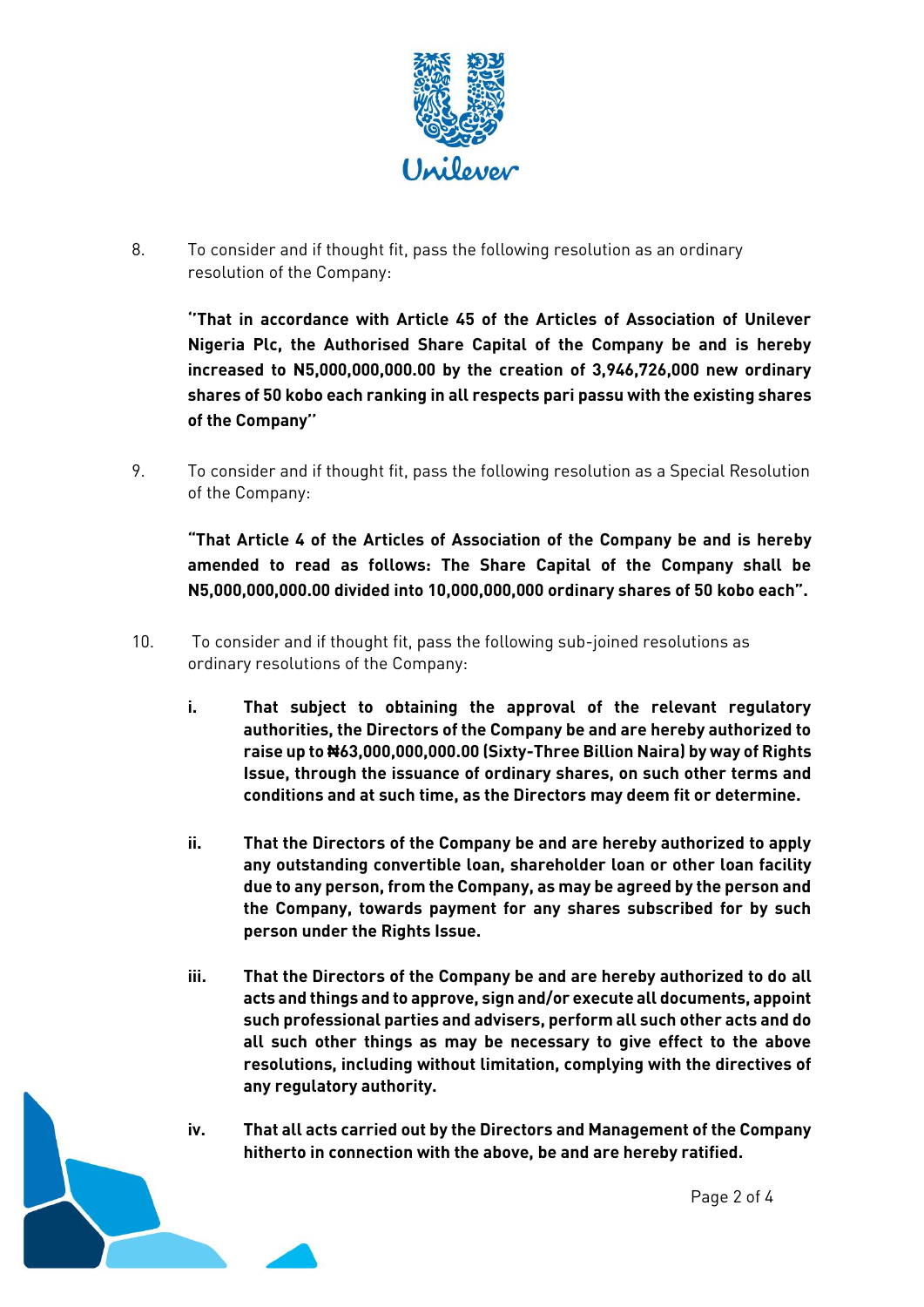8. To consider and if thought fit, pass the following resolution as an ordinary resolution of the Company:

   **"That in accordance with Article 45 of the Articles of Association of Unilever Nigeria Plc, the Authorised Share Capital of the Company be and is hereby increased to N5,000,000,000.00 by the creation of 3,946,726,000 new ordinary shares of 50 kobo each ranking in all respects pari passu with the existing shares of the Company"**

9. To consider and if thought fit, pass the following resolution as a Special Resolution of the Company:

   **"That Article 4 of the Articles of Association of the Company be and is hereby amended to read as follows: The Share Capital of the Company shall be N5,000,000,000.00 divided into 10,000,000,000 ordinary shares of 50 kobo each".**

10. To consider and if thought fit, pass the following sub-joined resolutions as ordinary resolutions of the Company:

    i. **That subject to obtaining the approval of the relevant regulatory authorities, the Directors of the Company be and are hereby authorized to raise up to ₦63,000,000,000.00 (Sixty-Three Billion Naira) by way of Rights Issue, through the issuance of ordinary shares, on such other terms and conditions and at such time, as the Directors may deem fit or determine.**

    ii. **That the Directors of the Company be and are hereby authorized to apply any outstanding convertible loan, shareholder loan or other loan facility due to any person, from the Company, as may be agreed by the person and the Company, towards payment for any shares subscribed for by such person under the Rights Issue.**

    iii. **That the Directors of the Company be and are hereby authorized to do all acts and things and to approve, sign and/or execute all documents, appoint such professional parties and advisers, perform all such other acts and do all such other things as may be necessary to give effect to the above resolutions, including without limitation, complying with the directives of any regulatory authority.**

    iv. **That all acts carried out by the Directors and Management of the Company hitherto in connection with the above, be and are hereby ratified.**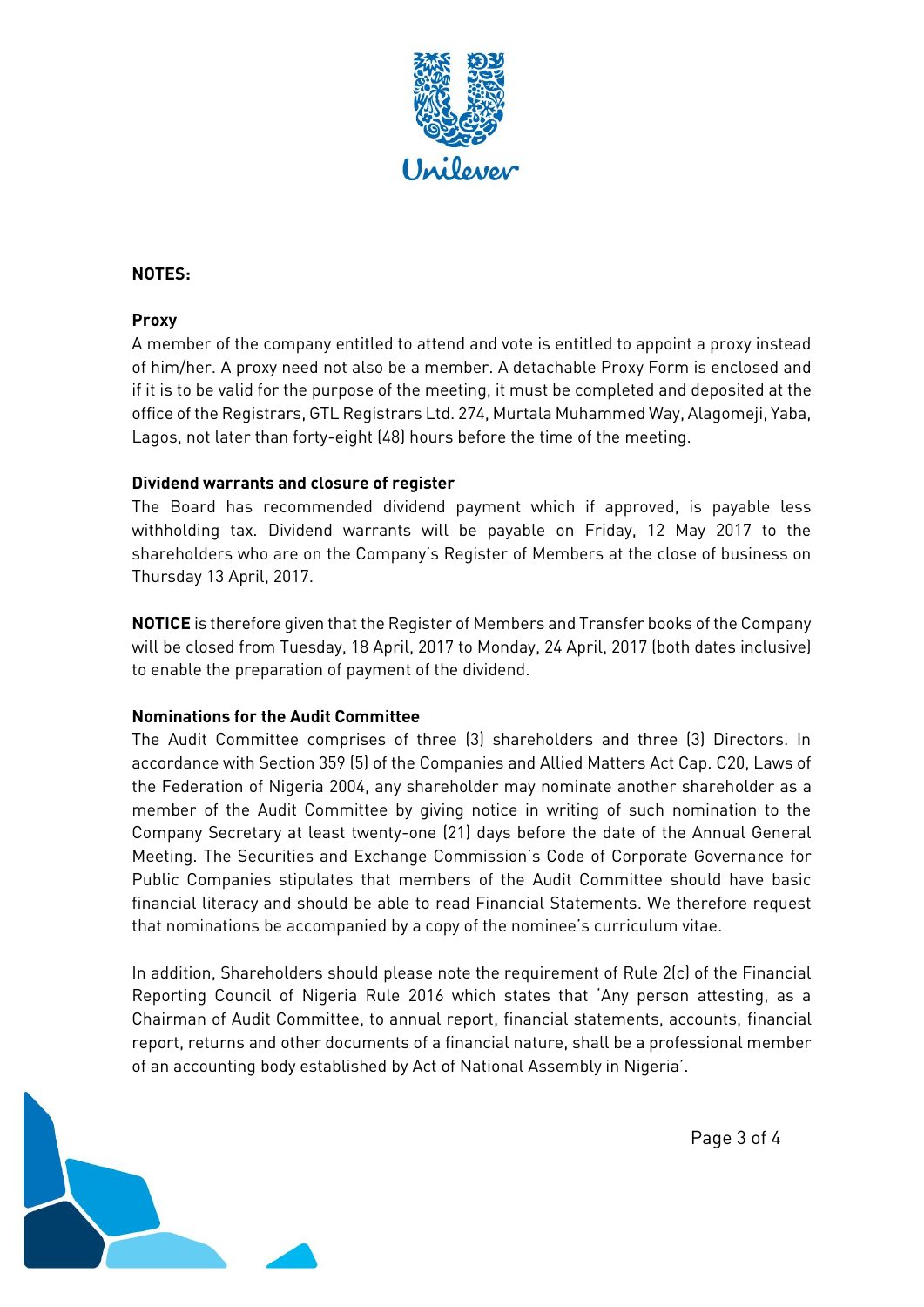**NOTES:**

**Proxy**

A member of the company entitled to attend and vote is entitled to appoint a proxy instead of him/her. A proxy need not also be a member. A detachable Proxy Form is enclosed and if it is to be valid for the purpose of the meeting, it must be completed and deposited at the office of the Registrars, GTL Registrars Ltd. 274, Murtala Muhammed Way, Alagomeji, Yaba, Lagos, not later than forty-eight (48) hours before the time of the meeting.

**Dividend warrants and closure of register**

The Board has recommended dividend payment which if approved, is payable less withholding tax. Dividend warrants will be payable on Friday, 12 May 2017 to the shareholders who are on the Company's Register of Members at the close of business on Thursday 13 April, 2017.

**NOTICE** is therefore given that the Register of Members and Transfer books of the Company will be closed from Tuesday, 18 April, 2017 to Monday, 24 April, 2017 (both dates inclusive) to enable the preparation of payment of the dividend.

**Nominations for the Audit Committee**

The Audit Committee comprises of three (3) shareholders and three (3) Directors. In accordance with Section 359 (5) of the Companies and Allied Matters Act Cap. C20, Laws of the Federation of Nigeria 2004, any shareholder may nominate another shareholder as a member of the Audit Committee by giving notice in writing of such nomination to the Company Secretary at least twenty-one (21) days before the date of the Annual General Meeting. The Securities and Exchange Commission's Code of Corporate Governance for Public Companies stipulates that members of the Audit Committee should have basic financial literacy and should be able to read Financial Statements. We therefore request that nominations be accompanied by a copy of the nominee's curriculum vitae.

In addition, Shareholders should please note the requirement of Rule 2(c) of the Financial Reporting Council of Nigeria Rule 2016 which states that 'Any person attesting, as a Chairman of Audit Committee, to annual report, financial statements, accounts, financial report, returns and other documents of a financial nature, shall be a professional member of an accounting body established by Act of National Assembly in Nigeria'.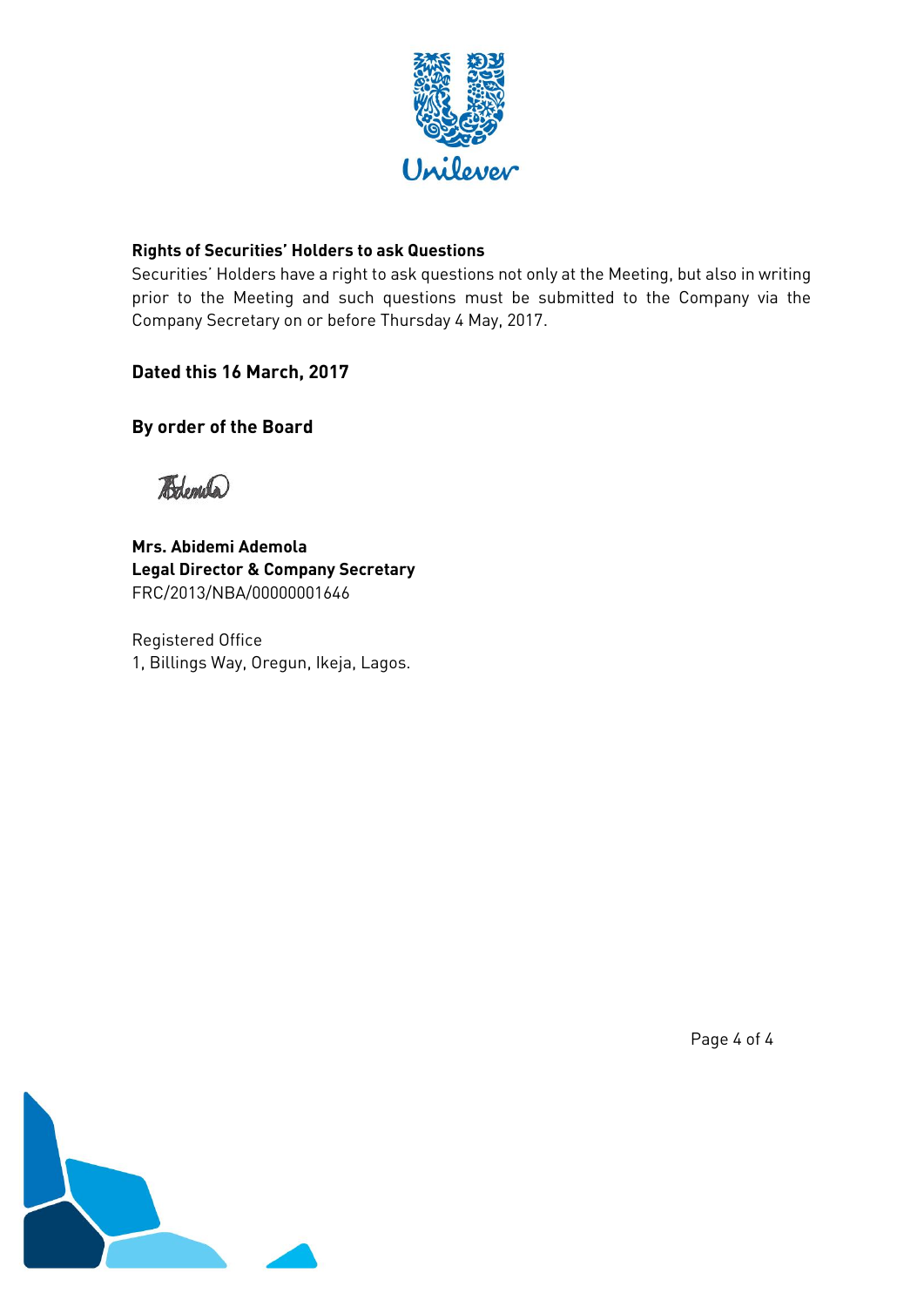**Rights of Securities' Holders to ask Questions**

Securities' Holders have a right to ask questions not only at the Meeting, but also in writing prior to the Meeting and such questions must be submitted to the Company via the Company Secretary on or before Thursday 4 May, 2017.

**Dated this 16 March, 2017**

**By order of the Board**

**Mrs. Abidemi Ademola**
**Legal Director & Company Secretary**
FRC/2013/NBA/00000001646

Registered Office
1, Billings Way, Oregun, Ikeja, Lagos.